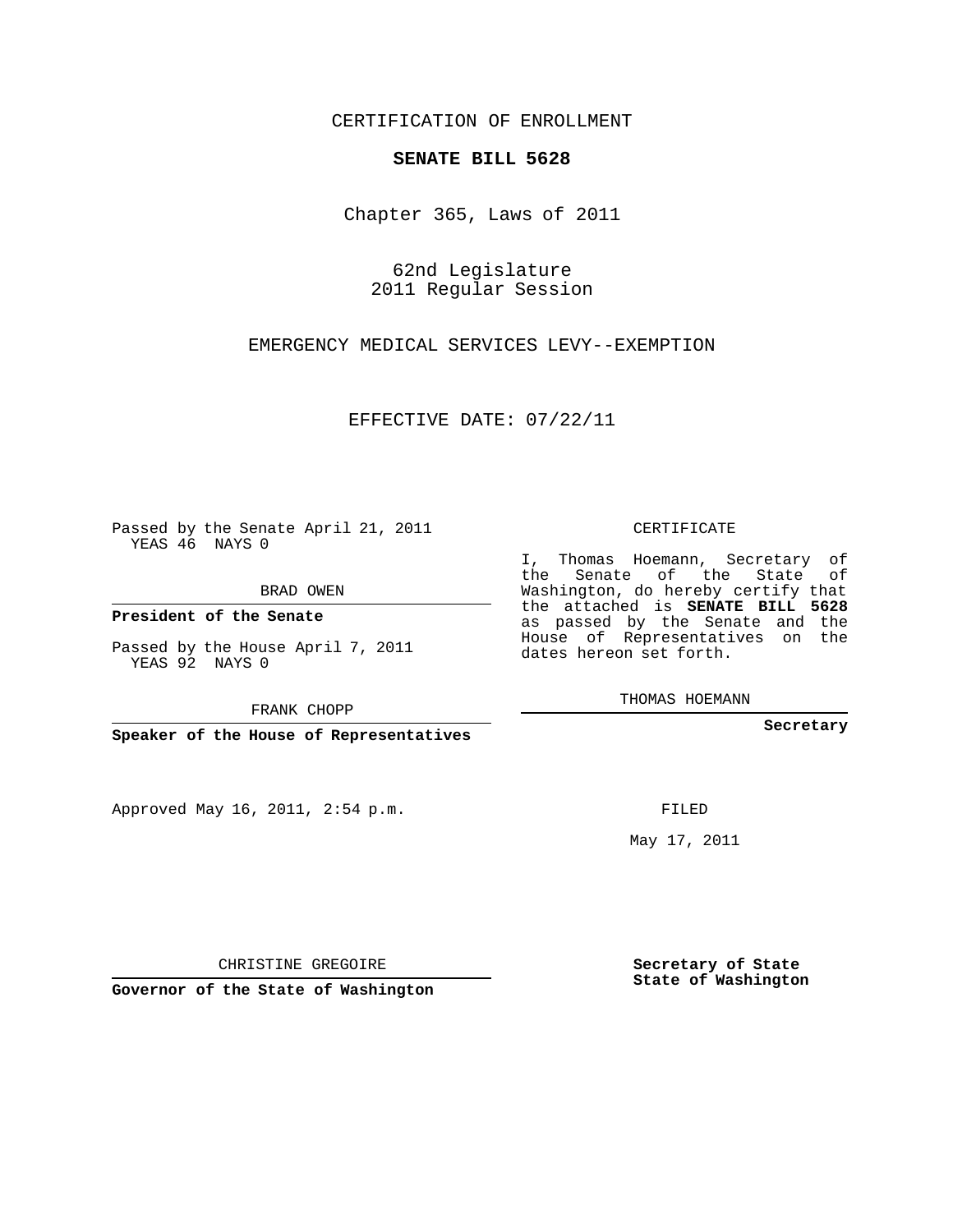CERTIFICATION OF ENROLLMENT

**SENATE BILL 5628**

Chapter 365, Laws of 2011

62nd Legislature
2011 Regular Session

EMERGENCY MEDICAL SERVICES LEVY--EXEMPTION

EFFECTIVE DATE: 07/22/11

Passed by the Senate April 21, 2011
YEAS 46 NAYS 0

BRAD OWEN

**President of the Senate**

Passed by the House April 7, 2011
YEAS 92 NAYS 0

FRANK CHOPP

**Speaker of the House of Representatives**

Approved May 16, 2011, 2:54 p.m.

CHRISTINE GREGOIRE

**Governor of the State of Washington**

CERTIFICATE

I, Thomas Hoemann, Secretary of the Senate of the State of Washington, do hereby certify that the attached is **SENATE BILL 5628** as passed by the Senate and the House of Representatives on the dates hereon set forth.

THOMAS HOEMANN

**Secretary**

FILED

May 17, 2011

**Secretary of State
State of Washington**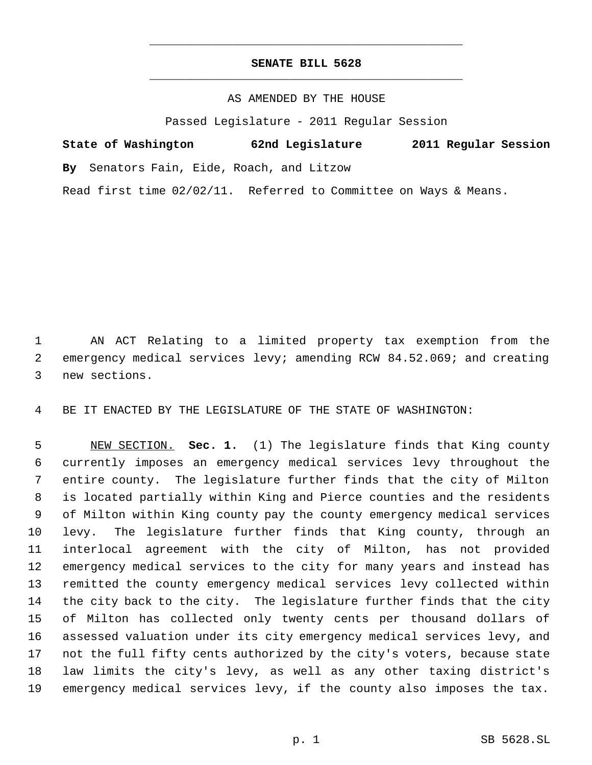**SENATE BILL 5628**

AS AMENDED BY THE HOUSE

Passed Legislature - 2011 Regular Session

**State of Washington 62nd Legislature 2011 Regular Session**

**By** Senators Fain, Eide, Roach, and Litzow

Read first time 02/02/11. Referred to Committee on Ways & Means.

1 AN ACT Relating to a limited property tax exemption from the
2 emergency medical services levy; amending RCW 84.52.069; and creating
3 new sections.

4 BE IT ENACTED BY THE LEGISLATURE OF THE STATE OF WASHINGTON:

5 NEW SECTION. **Sec. 1.** (1) The legislature finds that King county
6 currently imposes an emergency medical services levy throughout the
7 entire county. The legislature further finds that the city of Milton
8 is located partially within King and Pierce counties and the residents
9 of Milton within King county pay the county emergency medical services
10 levy. The legislature further finds that King county, through an
11 interlocal agreement with the city of Milton, has not provided
12 emergency medical services to the city for many years and instead has
13 remitted the county emergency medical services levy collected within
14 the city back to the city. The legislature further finds that the city
15 of Milton has collected only twenty cents per thousand dollars of
16 assessed valuation under its city emergency medical services levy, and
17 not the full fifty cents authorized by the city's voters, because state
18 law limits the city's levy, as well as any other taxing district's
19 emergency medical services levy, if the county also imposes the tax.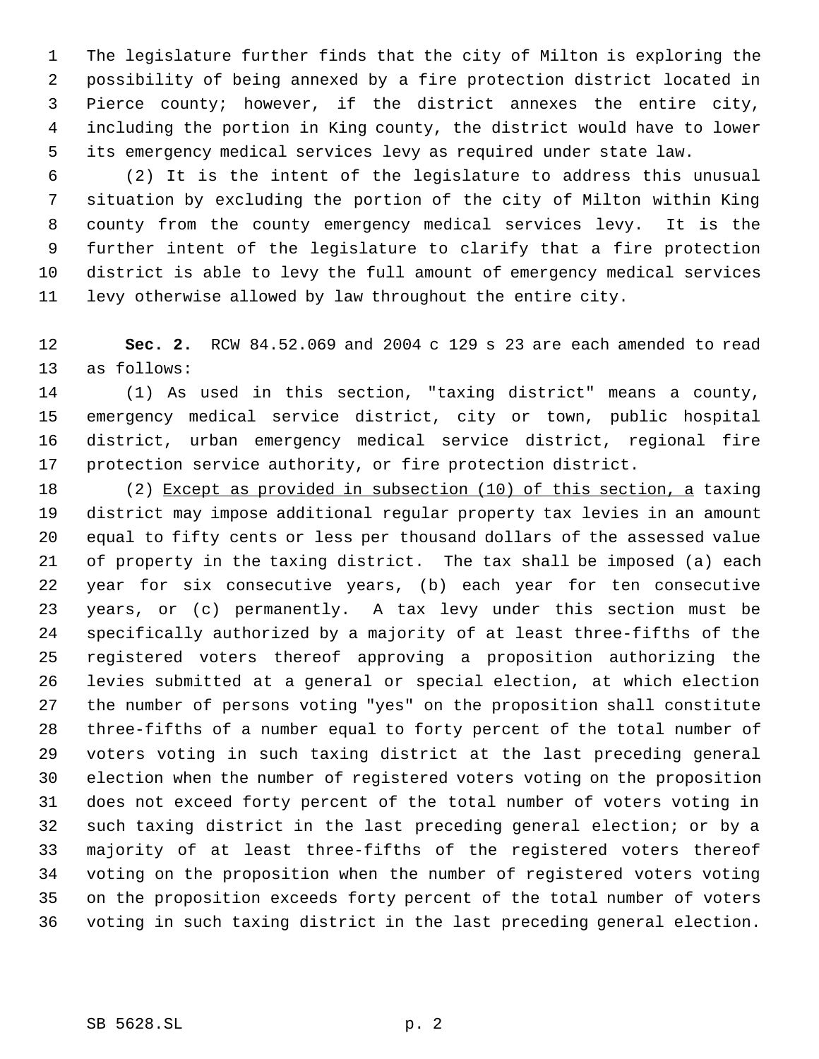The legislature further finds that the city of Milton is exploring the possibility of being annexed by a fire protection district located in Pierce county; however, if the district annexes the entire city, including the portion in King county, the district would have to lower its emergency medical services levy as required under state law.

(2) It is the intent of the legislature to address this unusual situation by excluding the portion of the city of Milton within King county from the county emergency medical services levy. It is the further intent of the legislature to clarify that a fire protection district is able to levy the full amount of emergency medical services levy otherwise allowed by law throughout the entire city.

**Sec. 2.** RCW 84.52.069 and 2004 c 129 s 23 are each amended to read as follows:

(1) As used in this section, "taxing district" means a county, emergency medical service district, city or town, public hospital district, urban emergency medical service district, regional fire protection service authority, or fire protection district.

(2) <u>Except as provided in subsection (10) of this section, a</u> taxing district may impose additional regular property tax levies in an amount equal to fifty cents or less per thousand dollars of the assessed value of property in the taxing district. The tax shall be imposed (a) each year for six consecutive years, (b) each year for ten consecutive years, or (c) permanently. A tax levy under this section must be specifically authorized by a majority of at least three-fifths of the registered voters thereof approving a proposition authorizing the levies submitted at a general or special election, at which election the number of persons voting "yes" on the proposition shall constitute three-fifths of a number equal to forty percent of the total number of voters voting in such taxing district at the last preceding general election when the number of registered voters voting on the proposition does not exceed forty percent of the total number of voters voting in such taxing district in the last preceding general election; or by a majority of at least three-fifths of the registered voters thereof voting on the proposition when the number of registered voters voting on the proposition exceeds forty percent of the total number of voters voting in such taxing district in the last preceding general election.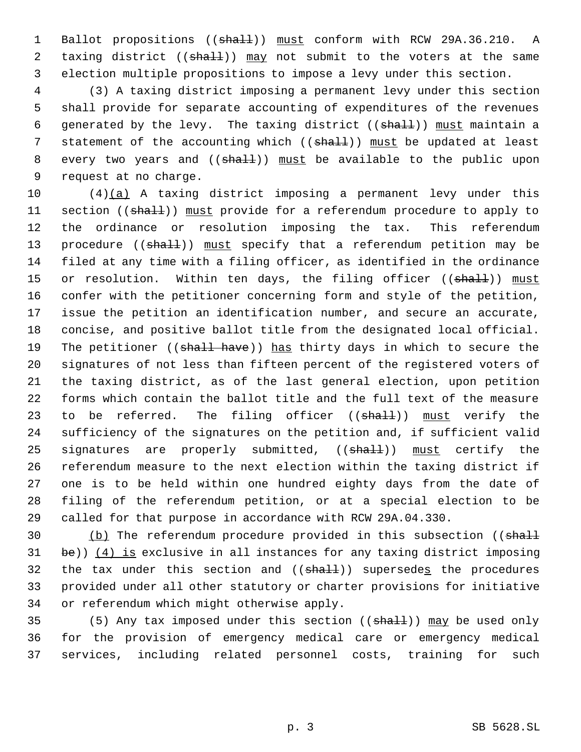Ballot propositions ((~~shall~~)) must conform with RCW 29A.36.210. A taxing district ((~~shall~~)) may not submit to the voters at the same election multiple propositions to impose a levy under this section.

(3) A taxing district imposing a permanent levy under this section shall provide for separate accounting of expenditures of the revenues generated by the levy. The taxing district ((~~shall~~)) must maintain a statement of the accounting which ((~~shall~~)) must be updated at least every two years and ((~~shall~~)) must be available to the public upon request at no charge.

(4)(a) A taxing district imposing a permanent levy under this section ((~~shall~~)) must provide for a referendum procedure to apply to the ordinance or resolution imposing the tax. This referendum procedure ((~~shall~~)) must specify that a referendum petition may be filed at any time with a filing officer, as identified in the ordinance or resolution. Within ten days, the filing officer ((~~shall~~)) must confer with the petitioner concerning form and style of the petition, issue the petition an identification number, and secure an accurate, concise, and positive ballot title from the designated local official. The petitioner ((~~shall have~~)) has thirty days in which to secure the signatures of not less than fifteen percent of the registered voters of the taxing district, as of the last general election, upon petition forms which contain the ballot title and the full text of the measure to be referred. The filing officer ((~~shall~~)) must verify the sufficiency of the signatures on the petition and, if sufficient valid signatures are properly submitted, ((~~shall~~)) must certify the referendum measure to the next election within the taxing district if one is to be held within one hundred eighty days from the date of filing of the referendum petition, or at a special election to be called for that purpose in accordance with RCW 29A.04.330.

(b) The referendum procedure provided in this subsection ((~~shall be~~)) (4) is exclusive in all instances for any taxing district imposing the tax under this section and ((~~shall~~)) supersedes the procedures provided under all other statutory or charter provisions for initiative or referendum which might otherwise apply.

(5) Any tax imposed under this section ((~~shall~~)) may be used only for the provision of emergency medical care or emergency medical services, including related personnel costs, training for such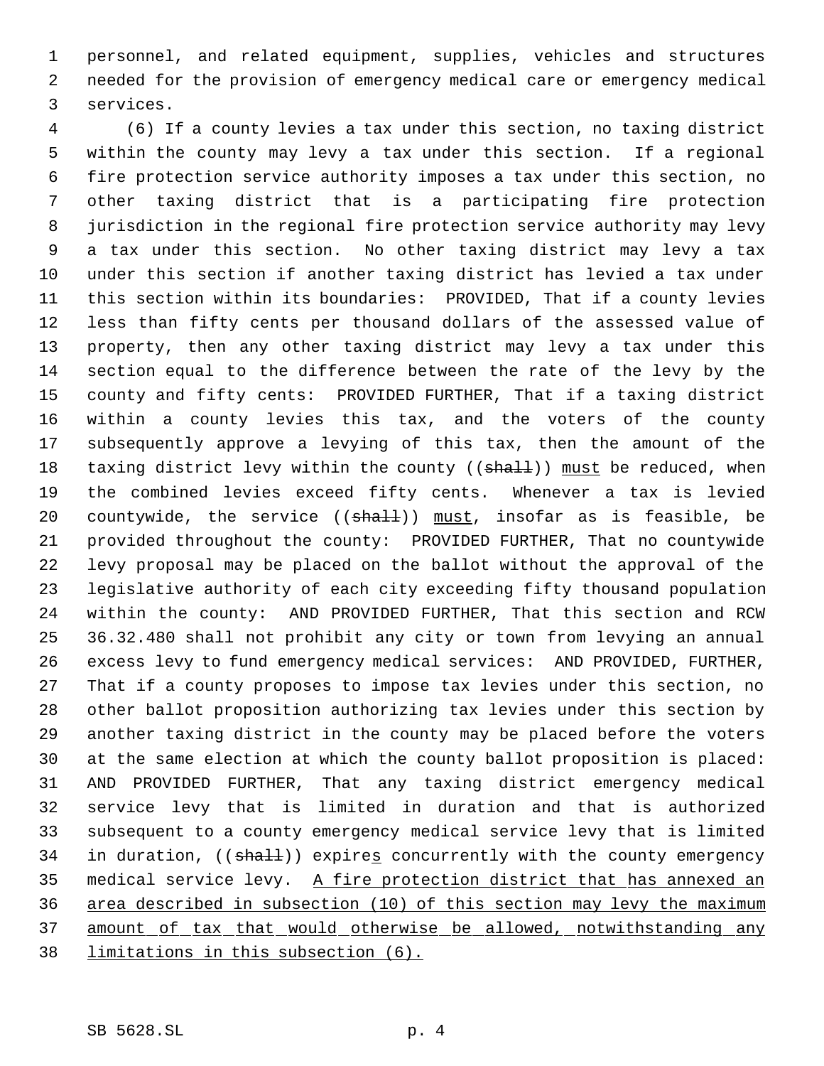personnel, and related equipment, supplies, vehicles and structures needed for the provision of emergency medical care or emergency medical services.

(6) If a county levies a tax under this section, no taxing district within the county may levy a tax under this section. If a regional fire protection service authority imposes a tax under this section, no other taxing district that is a participating fire protection jurisdiction in the regional fire protection service authority may levy a tax under this section. No other taxing district may levy a tax under this section if another taxing district has levied a tax under this section within its boundaries: PROVIDED, That if a county levies less than fifty cents per thousand dollars of the assessed value of property, then any other taxing district may levy a tax under this section equal to the difference between the rate of the levy by the county and fifty cents: PROVIDED FURTHER, That if a taxing district within a county levies this tax, and the voters of the county subsequently approve a levying of this tax, then the amount of the taxing district levy within the county ((~~shall~~)) <u>must</u> be reduced, when the combined levies exceed fifty cents. Whenever a tax is levied countywide, the service ((~~shall~~)) <u>must</u>, insofar as is feasible, be provided throughout the county: PROVIDED FURTHER, That no countywide levy proposal may be placed on the ballot without the approval of the legislative authority of each city exceeding fifty thousand population within the county: AND PROVIDED FURTHER, That this section and RCW 36.32.480 shall not prohibit any city or town from levying an annual excess levy to fund emergency medical services: AND PROVIDED, FURTHER, That if a county proposes to impose tax levies under this section, no other ballot proposition authorizing tax levies under this section by another taxing district in the county may be placed before the voters at the same election at which the county ballot proposition is placed: AND PROVIDED FURTHER, That any taxing district emergency medical service levy that is limited in duration and that is authorized subsequent to a county emergency medical service levy that is limited in duration, ((~~shall~~)) expire<u>s</u> concurrently with the county emergency medical service levy. <u>A fire protection district that has annexed an area described in subsection (10) of this section may levy the maximum amount of tax that would otherwise be allowed, notwithstanding any limitations in this subsection (6).</u>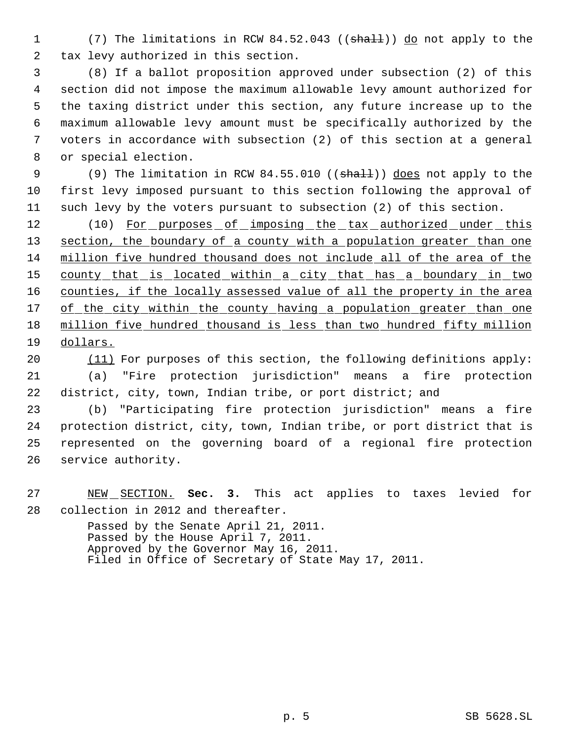(7) The limitations in RCW 84.52.043 ((~~shall~~)) <u>do</u> not apply to the tax levy authorized in this section.

(8) If a ballot proposition approved under subsection (2) of this section did not impose the maximum allowable levy amount authorized for the taxing district under this section, any future increase up to the maximum allowable levy amount must be specifically authorized by the voters in accordance with subsection (2) of this section at a general or special election.

(9) The limitation in RCW 84.55.010 ((~~shall~~)) <u>does</u> not apply to the first levy imposed pursuant to this section following the approval of such levy by the voters pursuant to subsection (2) of this section.

(10) <u>For purposes of imposing the tax authorized under this section, the boundary of a county with a population greater than one million five hundred thousand does not include all of the area of the county that is located within a city that has a boundary in two counties, if the locally assessed value of all the property in the area of the city within the county having a population greater than one million five hundred thousand is less than two hundred fifty million dollars.</u>

<u>(11)</u> For purposes of this section, the following definitions apply:

(a) "Fire protection jurisdiction" means a fire protection district, city, town, Indian tribe, or port district; and

(b) "Participating fire protection jurisdiction" means a fire protection district, city, town, Indian tribe, or port district that is represented on the governing board of a regional fire protection service authority.

<u>NEW SECTION.</u> **Sec. 3.** This act applies to taxes levied for collection in 2012 and thereafter.

Passed by the Senate April 21, 2011.
Passed by the House April 7, 2011.
Approved by the Governor May 16, 2011.
Filed in Office of Secretary of State May 17, 2011.